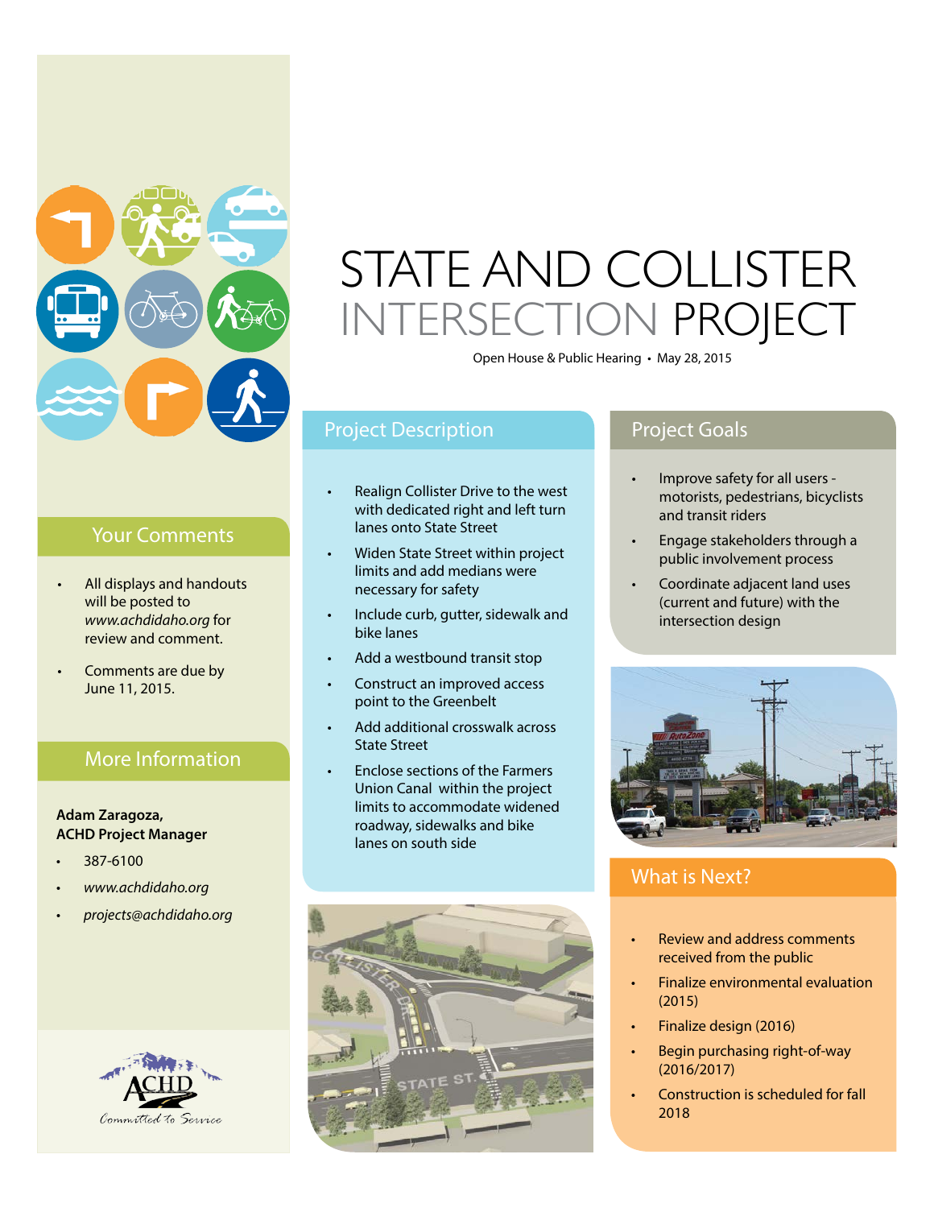# STATE AND COLLISTER INTERSECTION PROJECT

Open House & Public Hearing • May 28, 2015

## Project Description

- Realign Collister Drive to the west with dedicated right and left turn lanes onto State Street
- Widen State Street within project limits and add medians were necessary for safety
- Include curb, gutter, sidewalk and bike lanes
- Add a westbound transit stop
- Construct an improved access point to the Greenbelt
- Add additional crosswalk across State Street
- Enclose sections of the Farmers Union Canal within the project limits to accommodate widened roadway, sidewalks and bike lanes on south side

## Project Goals

- Improve safety for all users - motorists, pedestrians, bicyclists and transit riders
- Engage stakeholders through a public involvement process
- Coordinate adjacent land uses (current and future) with the intersection design

## What is Next?

- Review and address comments received from the public
- Finalize environmental evaluation (2015)
- Finalize design (2016)
- Begin purchasing right-of-way (2016/2017)
- Construction is scheduled for fall 2018

## Your Comments

- All displays and handouts will be posted to *www.achdidaho.org* for review and comment.
- Comments are due by June 11, 2015.

## More Information

**Adam Zaragoza, ACHD Project Manager**

- 387-6100
- *www.achdidaho.org*
- *projects@achdidaho.org*

ACHD

*Committed to Service*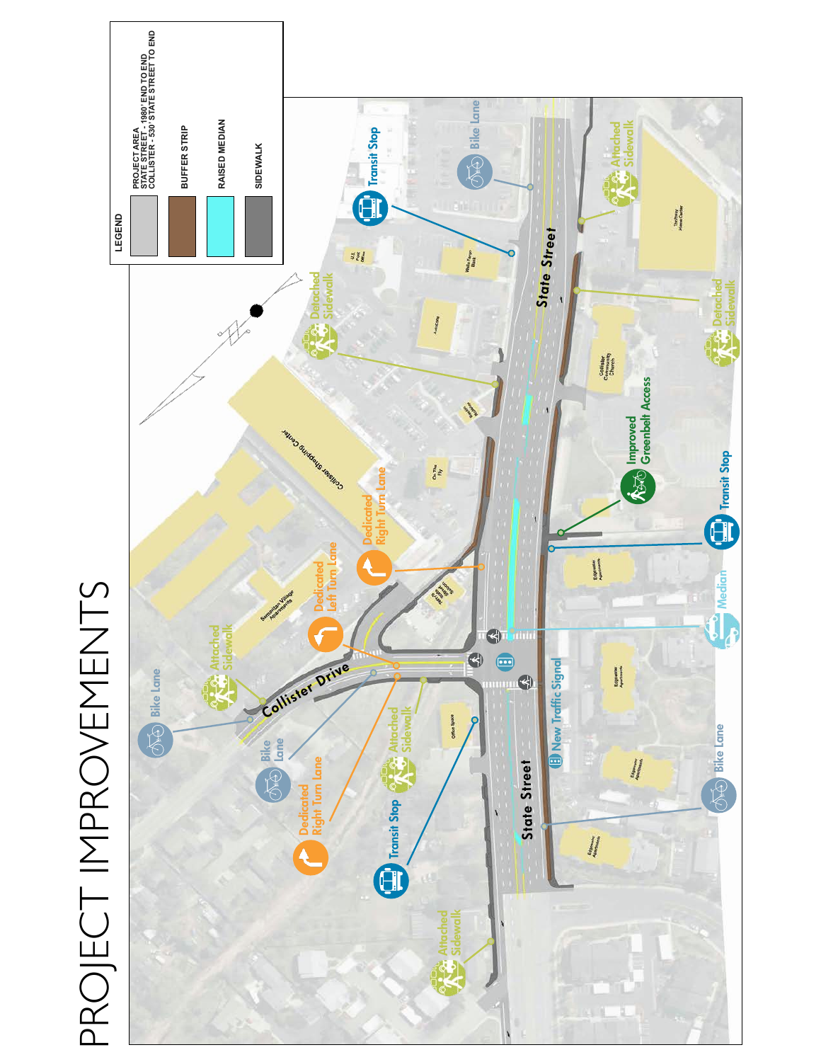# PROJECT IMPROVEMENTS

LEGEND

PROJECT AREA
STATE STREET - 1980' END TO END
COLLISTER - 530' STATE STREET TO END

BUFFER STRIP

RAISED MEDIAN

SIDEWALK

Transit Stop

Bike Lane

Attached Sidewalk

Detached Sidewalk

Detached Sidewalk

State Street

Collister Shopping Center

Improved Greenbelt Access

Transit Stop

Dedicated Right Turn Lane

Dedicated Left Turn Lane

Samaritan Village Apartments

Attached Sidewalk

Median

Collister Drive

Bike Lane

Bike Lane

New Traffic Signal

Attached Sidewalk

Dedicated Right Turn Lane

Transit Stop

State Street

Bike Lane

Attached Sidewalk